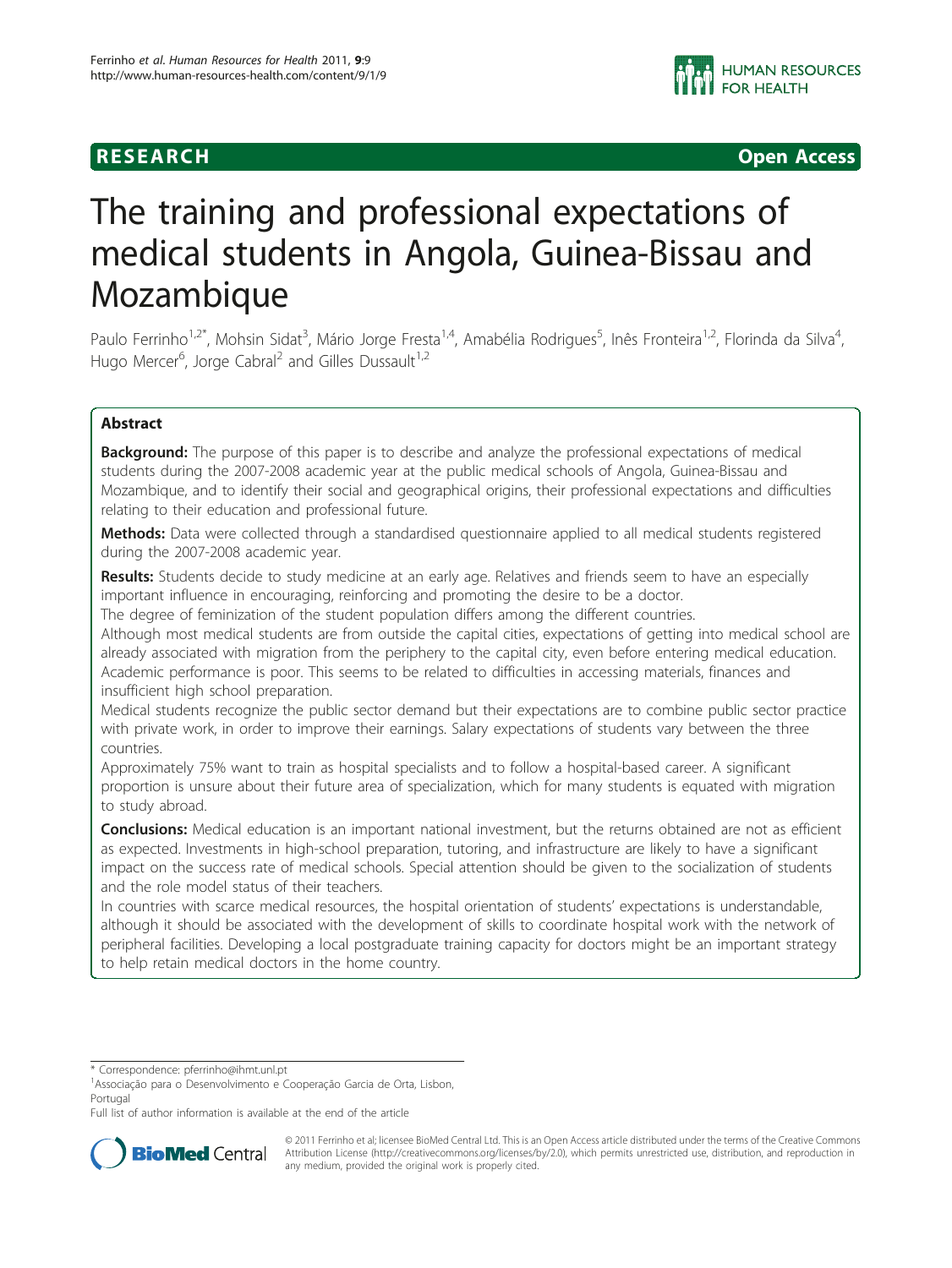RESEARCH Open Access

# The training and professional expectations of medical students in Angola, Guinea-Bissau and Mozambique

Paulo Ferrinho[1,2*], Mohsin Sidat[3], Mário Jorge Fresta[1,4], Amabélia Rodrigues[5], Inês Fronteira[1,2], Florinda da Silva[4], Hugo Mercer[6], Jorge Cabral[2] and Gilles Dussault[1,2]

## Abstract

**Background:** The purpose of this paper is to describe and analyze the professional expectations of medical students during the 2007-2008 academic year at the public medical schools of Angola, Guinea-Bissau and Mozambique, and to identify their social and geographical origins, their professional expectations and difficulties relating to their education and professional future.

**Methods:** Data were collected through a standardised questionnaire applied to all medical students registered during the 2007-2008 academic year.

**Results:** Students decide to study medicine at an early age. Relatives and friends seem to have an especially important influence in encouraging, reinforcing and promoting the desire to be a doctor.

The degree of feminization of the student population differs among the different countries.

Although most medical students are from outside the capital cities, expectations of getting into medical school are already associated with migration from the periphery to the capital city, even before entering medical education.

Academic performance is poor. This seems to be related to difficulties in accessing materials, finances and insufficient high school preparation.

Medical students recognize the public sector demand but their expectations are to combine public sector practice with private work, in order to improve their earnings. Salary expectations of students vary between the three countries.

Approximately 75% want to train as hospital specialists and to follow a hospital-based career. A significant proportion is unsure about their future area of specialization, which for many students is equated with migration to study abroad.

**Conclusions:** Medical education is an important national investment, but the returns obtained are not as efficient as expected. Investments in high-school preparation, tutoring, and infrastructure are likely to have a significant impact on the success rate of medical schools. Special attention should be given to the socialization of students and the role model status of their teachers.

In countries with scarce medical resources, the hospital orientation of students' expectations is understandable, although it should be associated with the development of skills to coordinate hospital work with the network of peripheral facilities. Developing a local postgraduate training capacity for doctors might be an important strategy to help retain medical doctors in the home country.

\* Correspondence: pferrinho@ihmt.unl.pt
[1]Associação para o Desenvolvimento e Cooperação Garcia de Orta, Lisbon, Portugal
Full list of author information is available at the end of the article

© 2011 Ferrinho et al; licensee BioMed Central Ltd. This is an Open Access article distributed under the terms of the Creative Commons Attribution License (http://creativecommons.org/licenses/by/2.0), which permits unrestricted use, distribution, and reproduction in any medium, provided the original work is properly cited.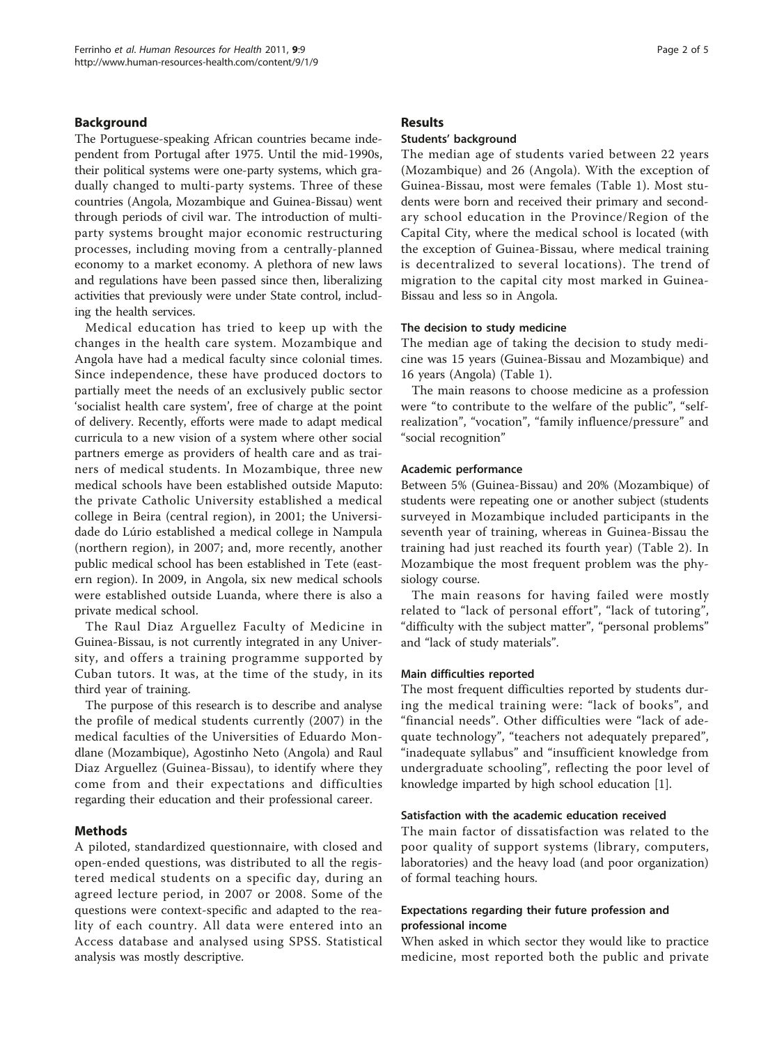## Background

The Portuguese-speaking African countries became independent from Portugal after 1975. Until the mid-1990s, their political systems were one-party systems, which gradually changed to multi-party systems. Three of these countries (Angola, Mozambique and Guinea-Bissau) went through periods of civil war. The introduction of multiparty systems brought major economic restructuring processes, including moving from a centrally-planned economy to a market economy. A plethora of new laws and regulations have been passed since then, liberalizing activities that previously were under State control, including the health services.

Medical education has tried to keep up with the changes in the health care system. Mozambique and Angola have had a medical faculty since colonial times. Since independence, these have produced doctors to partially meet the needs of an exclusively public sector 'socialist health care system', free of charge at the point of delivery. Recently, efforts were made to adapt medical curricula to a new vision of a system where other social partners emerge as providers of health care and as trainers of medical students. In Mozambique, three new medical schools have been established outside Maputo: the private Catholic University established a medical college in Beira (central region), in 2001; the Universidade do Lúrio established a medical college in Nampula (northern region), in 2007; and, more recently, another public medical school has been established in Tete (eastern region). In 2009, in Angola, six new medical schools were established outside Luanda, where there is also a private medical school.

The Raul Diaz Arguellez Faculty of Medicine in Guinea-Bissau, is not currently integrated in any University, and offers a training programme supported by Cuban tutors. It was, at the time of the study, in its third year of training.

The purpose of this research is to describe and analyse the profile of medical students currently (2007) in the medical faculties of the Universities of Eduardo Mondlane (Mozambique), Agostinho Neto (Angola) and Raul Diaz Arguellez (Guinea-Bissau), to identify where they come from and their expectations and difficulties regarding their education and their professional career.

## Methods

A piloted, standardized questionnaire, with closed and open-ended questions, was distributed to all the registered medical students on a specific day, during an agreed lecture period, in 2007 or 2008. Some of the questions were context-specific and adapted to the reality of each country. All data were entered into an Access database and analysed using SPSS. Statistical analysis was mostly descriptive.

## Results

### Students' background

The median age of students varied between 22 years (Mozambique) and 26 (Angola). With the exception of Guinea-Bissau, most were females (Table 1). Most students were born and received their primary and secondary school education in the Province/Region of the Capital City, where the medical school is located (with the exception of Guinea-Bissau, where medical training is decentralized to several locations). The trend of migration to the capital city most marked in Guinea-Bissau and less so in Angola.

### The decision to study medicine

The median age of taking the decision to study medicine was 15 years (Guinea-Bissau and Mozambique) and 16 years (Angola) (Table 1).

The main reasons to choose medicine as a profession were "to contribute to the welfare of the public", "self-realization", "vocation", "family influence/pressure" and "social recognition"

### Academic performance

Between 5% (Guinea-Bissau) and 20% (Mozambique) of students were repeating one or another subject (students surveyed in Mozambique included participants in the seventh year of training, whereas in Guinea-Bissau the training had just reached its fourth year) (Table 2). In Mozambique the most frequent problem was the physiology course.

The main reasons for having failed were mostly related to "lack of personal effort", "lack of tutoring", "difficulty with the subject matter", "personal problems" and "lack of study materials".

### Main difficulties reported

The most frequent difficulties reported by students during the medical training were: "lack of books", and "financial needs". Other difficulties were "lack of adequate technology", "teachers not adequately prepared", "inadequate syllabus" and "insufficient knowledge from undergraduate schooling", reflecting the poor level of knowledge imparted by high school education [1].

### Satisfaction with the academic education received

The main factor of dissatisfaction was related to the poor quality of support systems (library, computers, laboratories) and the heavy load (and poor organization) of formal teaching hours.

### Expectations regarding their future profession and professional income

When asked in which sector they would like to practice medicine, most reported both the public and private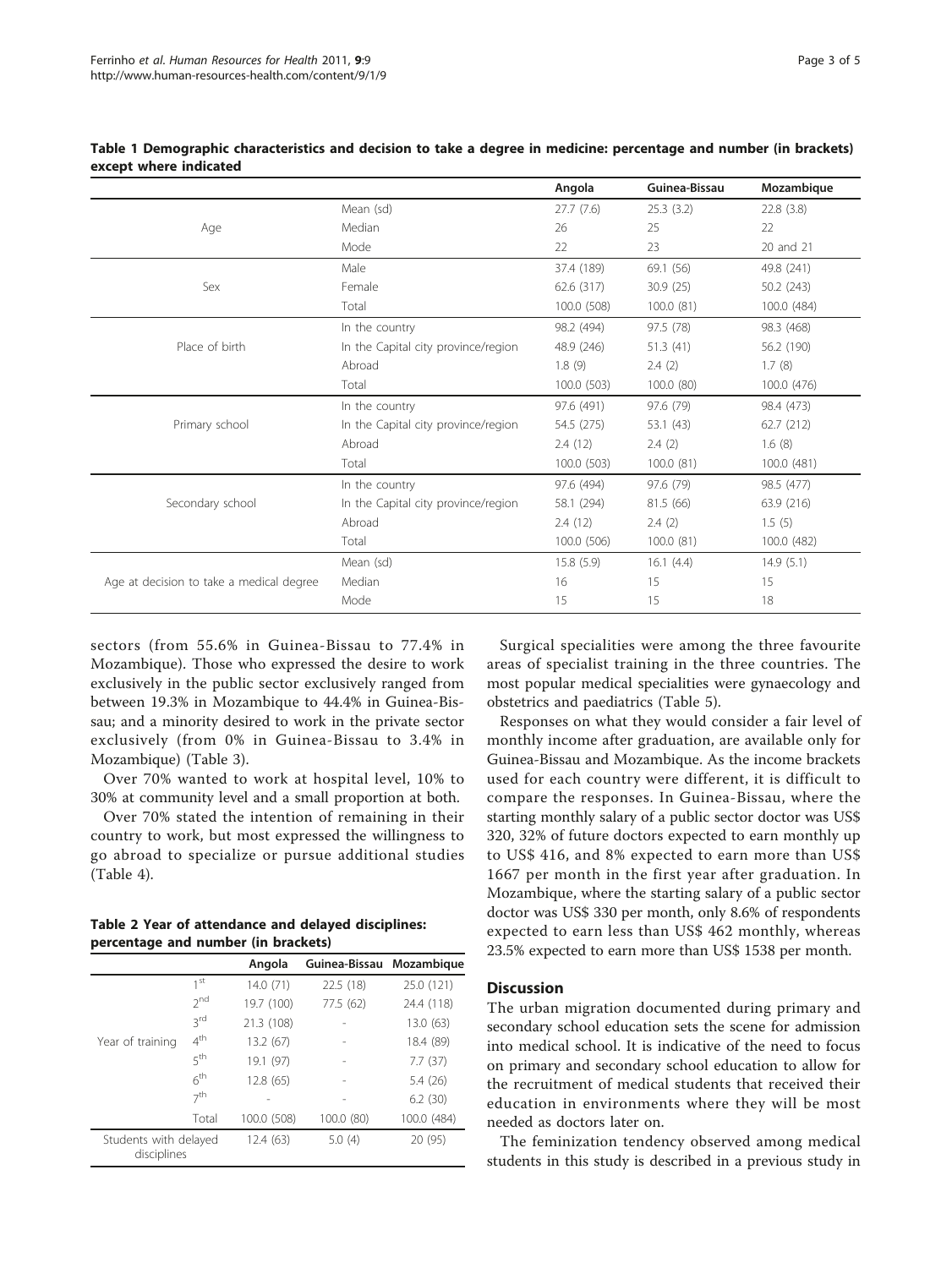**Table 1 Demographic characteristics and decision to take a degree in medicine: percentage and number (in brackets) except where indicated**

| | | Angola | Guinea-Bissau | Mozambique |
|---|---|---|---|---|
| Age | Mean (sd) | 27.7 (7.6) | 25.3 (3.2) | 22.8 (3.8) |
| | Median | 26 | 25 | 22 |
| | Mode | 22 | 23 | 20 and 21 |
| Sex | Male | 37.4 (189) | 69.1 (56) | 49.8 (241) |
| | Female | 62.6 (317) | 30.9 (25) | 50.2 (243) |
| | Total | 100.0 (508) | 100.0 (81) | 100.0 (484) |
| Place of birth | In the country | 98.2 (494) | 97.5 (78) | 98.3 (468) |
| | In the Capital city province/region | 48.9 (246) | 51.3 (41) | 56.2 (190) |
| | Abroad | 1.8 (9) | 2.4 (2) | 1.7 (8) |
| | Total | 100.0 (503) | 100.0 (80) | 100.0 (476) |
| Primary school | In the country | 97.6 (491) | 97.6 (79) | 98.4 (473) |
| | In the Capital city province/region | 54.5 (275) | 53.1 (43) | 62.7 (212) |
| | Abroad | 2.4 (12) | 2.4 (2) | 1.6 (8) |
| | Total | 100.0 (503) | 100.0 (81) | 100.0 (481) |
| Secondary school | In the country | 97.6 (494) | 97.6 (79) | 98.5 (477) |
| | In the Capital city province/region | 58.1 (294) | 81.5 (66) | 63.9 (216) |
| | Abroad | 2.4 (12) | 2.4 (2) | 1.5 (5) |
| | Total | 100.0 (506) | 100.0 (81) | 100.0 (482) |
| Age at decision to take a medical degree | Mean (sd) | 15.8 (5.9) | 16.1 (4.4) | 14.9 (5.1) |
| | Median | 16 | 15 | 15 |
| | Mode | 15 | 15 | 18 |

sectors (from 55.6% in Guinea-Bissau to 77.4% in Mozambique). Those who expressed the desire to work exclusively in the public sector exclusively ranged from between 19.3% in Mozambique to 44.4% in Guinea-Bissau; and a minority desired to work in the private sector exclusively (from 0% in Guinea-Bissau to 3.4% in Mozambique) (Table 3).

Over 70% wanted to work at hospital level, 10% to 30% at community level and a small proportion at both.

Over 70% stated the intention of remaining in their country to work, but most expressed the willingness to go abroad to specialize or pursue additional studies (Table 4).

**Table 2 Year of attendance and delayed disciplines: percentage and number (in brackets)**

| | | Angola | Guinea-Bissau | Mozambique |
|---|---|---|---|---|
| Year of training | 1st | 14.0 (71) | 22.5 (18) | 25.0 (121) |
| | 2nd | 19.7 (100) | 77.5 (62) | 24.4 (118) |
| | 3rd | 21.3 (108) | - | 13.0 (63) |
| | 4th | 13.2 (67) | - | 18.4 (89) |
| | 5th | 19.1 (97) | - | 7.7 (37) |
| | 6th | 12.8 (65) | - | 5.4 (26) |
| | 7th | - | - | 6.2 (30) |
| | Total | 100.0 (508) | 100.0 (80) | 100.0 (484) |
| Students with delayed disciplines | | 12.4 (63) | 5.0 (4) | 20 (95) |

Surgical specialities were among the three favourite areas of specialist training in the three countries. The most popular medical specialities were gynaecology and obstetrics and paediatrics (Table 5).

Responses on what they would consider a fair level of monthly income after graduation, are available only for Guinea-Bissau and Mozambique. As the income brackets used for each country were different, it is difficult to compare the responses. In Guinea-Bissau, where the starting monthly salary of a public sector doctor was US$ 320, 32% of future doctors expected to earn monthly up to US$ 416, and 8% expected to earn more than US$ 1667 per month in the first year after graduation. In Mozambique, where the starting salary of a public sector doctor was US$ 330 per month, only 8.6% of respondents expected to earn less than US$ 462 monthly, whereas 23.5% expected to earn more than US$ 1538 per month.

## Discussion

The urban migration documented during primary and secondary school education sets the scene for admission into medical school. It is indicative of the need to focus on primary and secondary school education to allow for the recruitment of medical students that received their education in environments where they will be most needed as doctors later on.

The feminization tendency observed among medical students in this study is described in a previous study in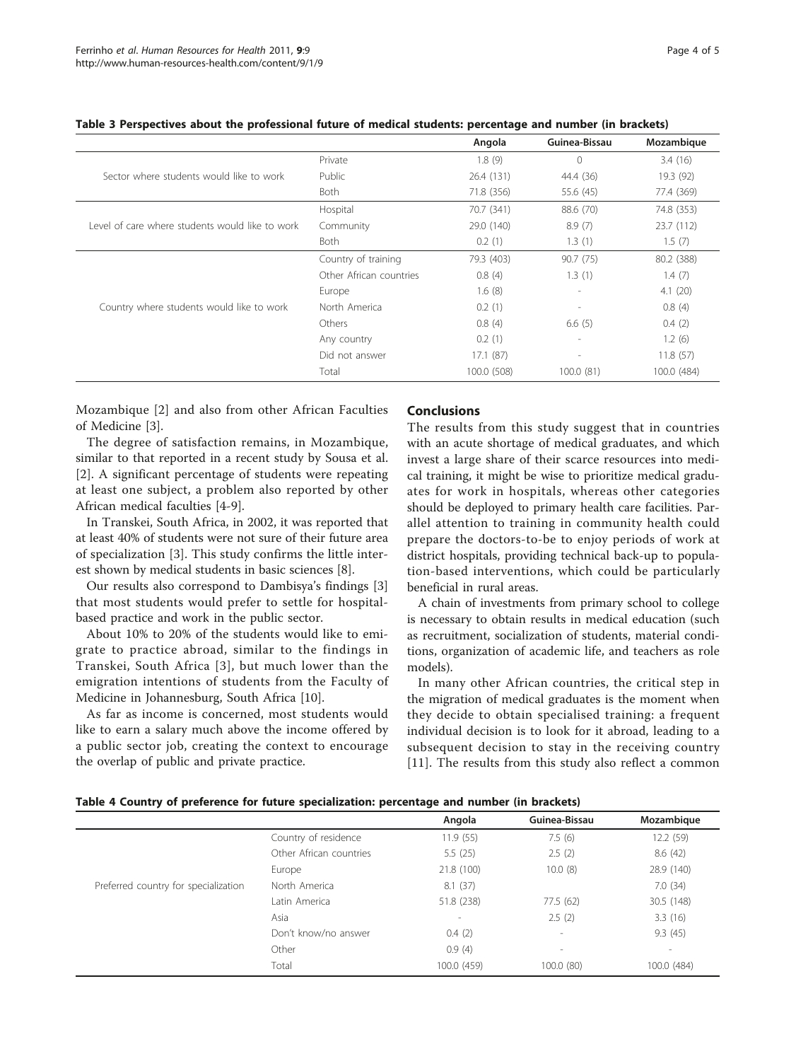**Table 3 Perspectives about the professional future of medical students: percentage and number (in brackets)**

| | | Angola | Guinea-Bissau | Mozambique |
|---|---|---|---|---|
| Sector where students would like to work | Private | 1.8 (9) | 0 | 3.4 (16) |
| | Public | 26.4 (131) | 44.4 (36) | 19.3 (92) |
| | Both | 71.8 (356) | 55.6 (45) | 77.4 (369) |
| Level of care where students would like to work | Hospital | 70.7 (341) | 88.6 (70) | 74.8 (353) |
| | Community | 29.0 (140) | 8.9 (7) | 23.7 (112) |
| | Both | 0.2 (1) | 1.3 (1) | 1.5 (7) |
| Country where students would like to work | Country of training | 79.3 (403) | 90.7 (75) | 80.2 (388) |
| | Other African countries | 0.8 (4) | 1.3 (1) | 1.4 (7) |
| | Europe | 1.6 (8) | - | 4.1 (20) |
| | North America | 0.2 (1) | - | 0.8 (4) |
| | Others | 0.8 (4) | 6.6 (5) | 0.4 (2) |
| | Any country | 0.2 (1) | - | 1.2 (6) |
| | Did not answer | 17.1 (87) | - | 11.8 (57) |
| | Total | 100.0 (508) | 100.0 (81) | 100.0 (484) |

Mozambique [2] and also from other African Faculties of Medicine [3].

The degree of satisfaction remains, in Mozambique, similar to that reported in a recent study by Sousa et al. [2]. A significant percentage of students were repeating at least one subject, a problem also reported by other African medical faculties [4-9].

In Transkei, South Africa, in 2002, it was reported that at least 40% of students were not sure of their future area of specialization [3]. This study confirms the little interest shown by medical students in basic sciences [8].

Our results also correspond to Dambisya's findings [3] that most students would prefer to settle for hospital-based practice and work in the public sector.

About 10% to 20% of the students would like to emigrate to practice abroad, similar to the findings in Transkei, South Africa [3], but much lower than the emigration intentions of students from the Faculty of Medicine in Johannesburg, South Africa [10].

As far as income is concerned, most students would like to earn a salary much above the income offered by a public sector job, creating the context to encourage the overlap of public and private practice.

## Conclusions

The results from this study suggest that in countries with an acute shortage of medical graduates, and which invest a large share of their scarce resources into medical training, it might be wise to prioritize medical graduates for work in hospitals, whereas other categories should be deployed to primary health care facilities. Parallel attention to training in community health could prepare the doctors-to-be to enjoy periods of work at district hospitals, providing technical back-up to population-based interventions, which could be particularly beneficial in rural areas.

A chain of investments from primary school to college is necessary to obtain results in medical education (such as recruitment, socialization of students, material conditions, organization of academic life, and teachers as role models).

In many other African countries, the critical step in the migration of medical graduates is the moment when they decide to obtain specialised training: a frequent individual decision is to look for it abroad, leading to a subsequent decision to stay in the receiving country [11]. The results from this study also reflect a common

**Table 4 Country of preference for future specialization: percentage and number (in brackets)**

| | | Angola | Guinea-Bissau | Mozambique |
|---|---|---|---|---|
| Preferred country for specialization | Country of residence | 11.9 (55) | 7.5 (6) | 12.2 (59) |
| | Other African countries | 5.5 (25) | 2.5 (2) | 8.6 (42) |
| | Europe | 21.8 (100) | 10.0 (8) | 28.9 (140) |
| | North America | 8.1 (37) | | 7.0 (34) |
| | Latin America | 51.8 (238) | 77.5 (62) | 30.5 (148) |
| | Asia | - | 2.5 (2) | 3.3 (16) |
| | Don't know/no answer | 0.4 (2) | - | 9.3 (45) |
| | Other | 0.9 (4) | - | - |
| | Total | 100.0 (459) | 100.0 (80) | 100.0 (484) |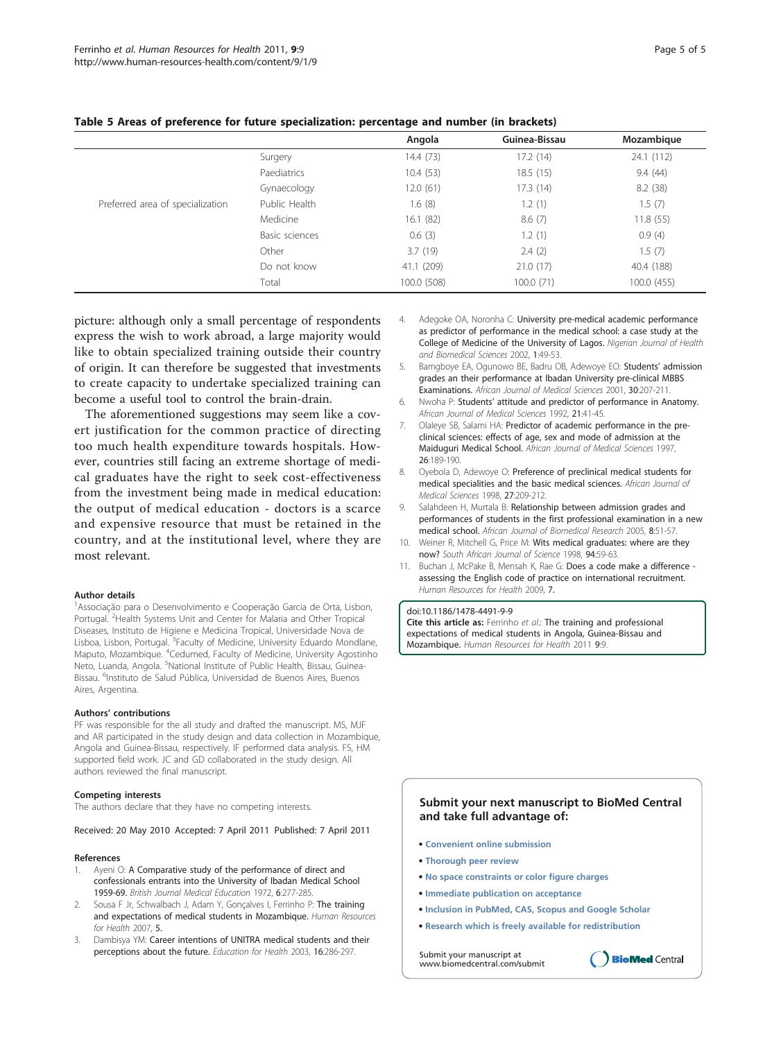**Table 5 Areas of preference for future specialization: percentage and number (in brackets)**

| | | Angola | Guinea-Bissau | Mozambique |
|---|---|---|---|---|
| Preferred area of specialization | Surgery | 14.4 (73) | 17.2 (14) | 24.1 (112) |
| | Paediatrics | 10.4 (53) | 18.5 (15) | 9.4 (44) |
| | Gynaecology | 12.0 (61) | 17.3 (14) | 8.2 (38) |
| | Public Health | 1.6 (8) | 1.2 (1) | 1.5 (7) |
| | Medicine | 16.1 (82) | 8.6 (7) | 11.8 (55) |
| | Basic sciences | 0.6 (3) | 1.2 (1) | 0.9 (4) |
| | Other | 3.7 (19) | 2.4 (2) | 1.5 (7) |
| | Do not know | 41.1 (209) | 21.0 (17) | 40.4 (188) |
| | Total | 100.0 (508) | 100.0 (71) | 100.0 (455) |

picture: although only a small percentage of respondents express the wish to work abroad, a large majority would like to obtain specialized training outside their country of origin. It can therefore be suggested that investments to create capacity to undertake specialized training can become a useful tool to control the brain-drain.

The aforementioned suggestions may seem like a covert justification for the common practice of directing too much health expenditure towards hospitals. However, countries still facing an extreme shortage of medical graduates have the right to seek cost-effectiveness from the investment being made in medical education: the output of medical education - doctors is a scarce and expensive resource that must be retained in the country, and at the institutional level, where they are most relevant.

#### Author details

[1]Associação para o Desenvolvimento e Cooperação Garcia de Orta, Lisbon, Portugal. [2]Health Systems Unit and Center for Malaria and Other Tropical Diseases, Instituto de Higiene e Medicina Tropical, Universidade Nova de Lisboa, Lisbon, Portugal. [3]Faculty of Medicine, University Eduardo Mondlane, Maputo, Mozambique. [4]Cedumed, Faculty of Medicine, University Agostinho Neto, Luanda, Angola. [5]National Institute of Public Health, Bissau, Guinea-Bissau. [6]Instituto de Salud Pública, Universidad de Buenos Aires, Buenos Aires, Argentina.

#### Authors' contributions

PF was responsible for the all study and drafted the manuscript. MS, MJF and AR participated in the study design and data collection in Mozambique, Angola and Guinea-Bissau, respectively. IF performed data analysis. FS, HM supported field work. JC and GD collaborated in the study design. All authors reviewed the final manuscript.

#### Competing interests

The authors declare that they have no competing interests.

Received: 20 May 2010 Accepted: 7 April 2011 Published: 7 April 2011

#### References

1. Ayeni O: **A Comparative study of the performance of direct and confessionals entrants into the University of Ibadan Medical School 1959-69.** *British Journal Medical Education* 1972, **6**:277-285.
2. Sousa F Jr, Schwalbach J, Adam Y, Gonçalves I, Ferrinho P: **The training and expectations of medical students in Mozambique.** *Human Resources for Health* 2007, **5**.
3. Dambisya YM: **Career intentions of UNITRA medical students and their perceptions about the future.** *Education for Health* 2003, **16**:286-297.
4. Adegoke OA, Noronha C: **University pre-medical academic performance as predictor of performance in the medical school: a case study at the College of Medicine of the University of Lagos.** *Nigerian Journal of Health and Biomedical Sciences* 2002, **1**:49-53.
5. Bamgboye EA, Ogunowo BE, Badru OB, Adewoye EO: **Students' admission grades an their performance at Ibadan University pre-clinical MBBS Examinations.** *African Journal of Medical Sciences* 2001, **30**:207-211.
6. Nwoha P: **Students' attitude and predictor of performance in Anatomy.** *African Journal of Medical Sciences* 1992, **21**:41-45.
7. Olaleye SB, Salami HA: **Predictor of academic performance in the pre-clinical sciences: effects of age, sex and mode of admission at the Maiduguri Medical School.** *African Journal of Medical Sciences* 1997, **26**:189-190.
8. Oyebola D, Adewoye O: **Preference of preclinical medical students for medical specialities and the basic medical sciences.** *African Journal of Medical Sciences* 1998, **27**:209-212.
9. Salahdeen H, Murtala B: **Relationship between admission grades and performances of students in the first professional examination in a new medical school.** *African Journal of Biomedical Research* 2005, **8**:51-57.
10. Weiner R, Mitchell G, Price M: **Wits medical graduates: where are they now?** *South African Journal of Science* 1998, **94**:59-63.
11. Buchan J, McPake B, Mensah K, Rae G: **Does a code make a difference - assessing the English code of practice on international recruitment.** *Human Resources for Health* 2009, **7**.

doi:10.1186/1478-4491-9-9
**Cite this article as:** Ferrinho *et al.*: The training and professional expectations of medical students in Angola, Guinea-Bissau and Mozambique. *Human Resources for Health* 2011 **9**:9.

**Submit your next manuscript to BioMed Central and take full advantage of:**

- **Convenient online submission**
- **Thorough peer review**
- **No space constraints or color figure charges**
- **Immediate publication on acceptance**
- **Inclusion in PubMed, CAS, Scopus and Google Scholar**
- **Research which is freely available for redistribution**

Submit your manuscript at
www.biomedcentral.com/submit

BioMed Central